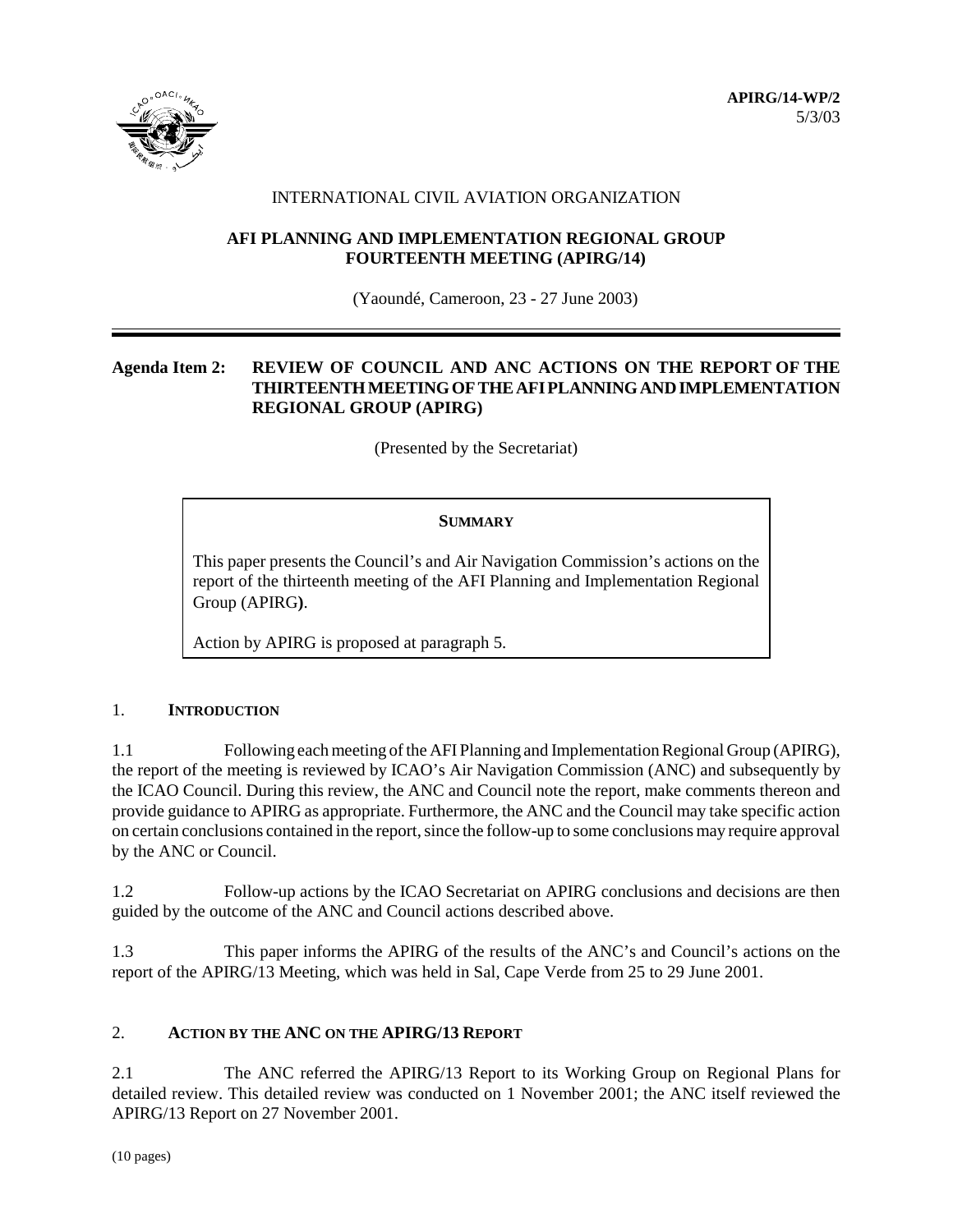**APIRG/14-WP/2**
5/3/03

INTERNATIONAL CIVIL AVIATION ORGANIZATION

**AFI PLANNING AND IMPLEMENTATION REGIONAL GROUP**
**FOURTEENTH MEETING (APIRG/14)**

(Yaoundé, Cameroon, 23 - 27 June 2003)

---

**Agenda Item 2: REVIEW OF COUNCIL AND ANC ACTIONS ON THE REPORT OF THE THIRTEENTH MEETING OF THE AFI PLANNING AND IMPLEMENTATION REGIONAL GROUP (APIRG)**

(Presented by the Secretariat)

> **SUMMARY**
>
> This paper presents the Council's and Air Navigation Commission's actions on the report of the thirteenth meeting of the AFI Planning and Implementation Regional Group (APIRG**)**.
>
> Action by APIRG is proposed at paragraph 5.

## 1. INTRODUCTION

1.1 Following each meeting of the AFI Planning and Implementation Regional Group (APIRG), the report of the meeting is reviewed by ICAO's Air Navigation Commission (ANC) and subsequently by the ICAO Council. During this review, the ANC and Council note the report, make comments thereon and provide guidance to APIRG as appropriate. Furthermore, the ANC and the Council may take specific action on certain conclusions contained in the report, since the follow-up to some conclusions may require approval by the ANC or Council.

1.2 Follow-up actions by the ICAO Secretariat on APIRG conclusions and decisions are then guided by the outcome of the ANC and Council actions described above.

1.3 This paper informs the APIRG of the results of the ANC's and Council's actions on the report of the APIRG/13 Meeting, which was held in Sal, Cape Verde from 25 to 29 June 2001.

## 2. ACTION BY THE ANC ON THE APIRG/13 REPORT

2.1 The ANC referred the APIRG/13 Report to its Working Group on Regional Plans for detailed review. This detailed review was conducted on 1 November 2001; the ANC itself reviewed the APIRG/13 Report on 27 November 2001.

(10 pages)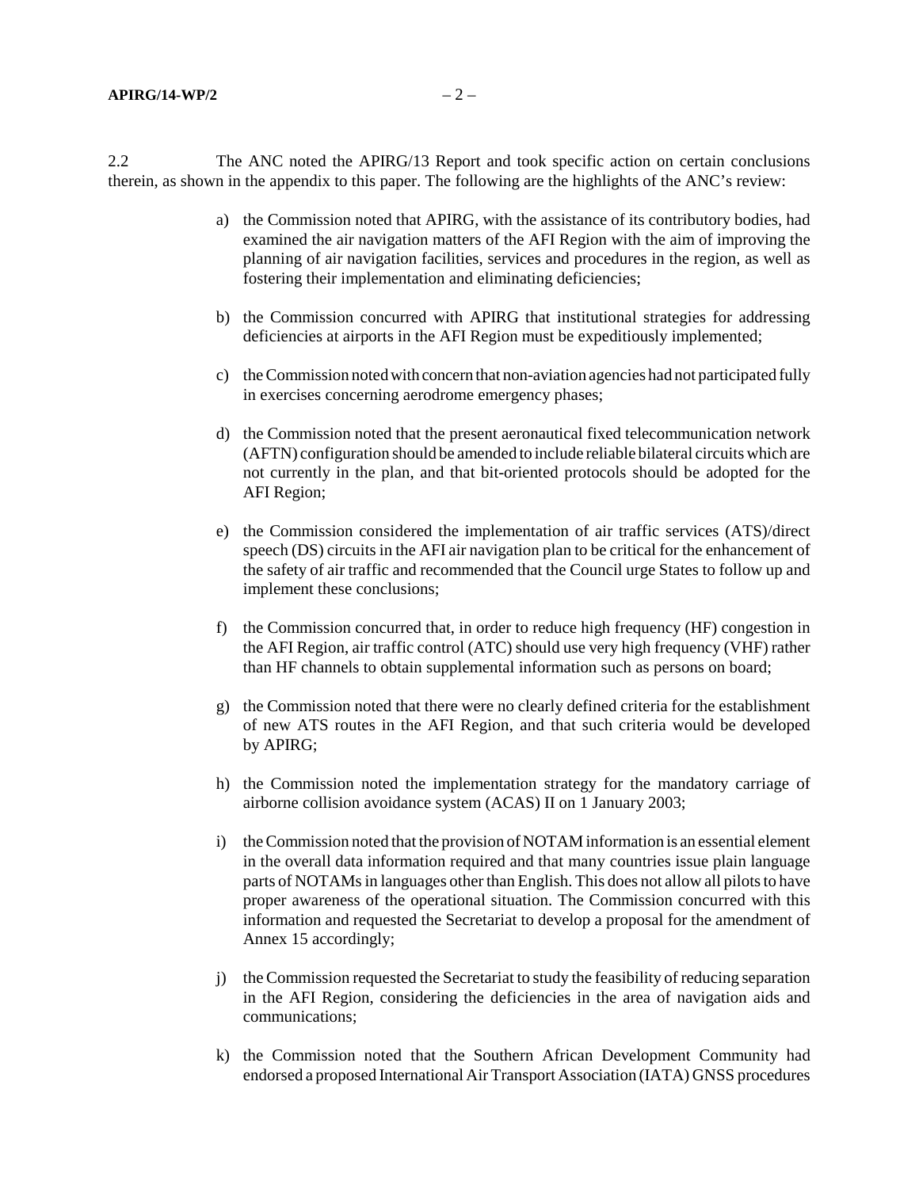2.2 The ANC noted the APIRG/13 Report and took specific action on certain conclusions therein, as shown in the appendix to this paper. The following are the highlights of the ANC's review:

a) the Commission noted that APIRG, with the assistance of its contributory bodies, had examined the air navigation matters of the AFI Region with the aim of improving the planning of air navigation facilities, services and procedures in the region, as well as fostering their implementation and eliminating deficiencies;

b) the Commission concurred with APIRG that institutional strategies for addressing deficiencies at airports in the AFI Region must be expeditiously implemented;

c) the Commission noted with concern that non-aviation agencies had not participated fully in exercises concerning aerodrome emergency phases;

d) the Commission noted that the present aeronautical fixed telecommunication network (AFTN) configuration should be amended to include reliable bilateral circuits which are not currently in the plan, and that bit-oriented protocols should be adopted for the AFI Region;

e) the Commission considered the implementation of air traffic services (ATS)/direct speech (DS) circuits in the AFI air navigation plan to be critical for the enhancement of the safety of air traffic and recommended that the Council urge States to follow up and implement these conclusions;

f) the Commission concurred that, in order to reduce high frequency (HF) congestion in the AFI Region, air traffic control (ATC) should use very high frequency (VHF) rather than HF channels to obtain supplemental information such as persons on board;

g) the Commission noted that there were no clearly defined criteria for the establishment of new ATS routes in the AFI Region, and that such criteria would be developed by APIRG;

h) the Commission noted the implementation strategy for the mandatory carriage of airborne collision avoidance system (ACAS) II on 1 January 2003;

i) the Commission noted that the provision of NOTAM information is an essential element in the overall data information required and that many countries issue plain language parts of NOTAMs in languages other than English. This does not allow all pilots to have proper awareness of the operational situation. The Commission concurred with this information and requested the Secretariat to develop a proposal for the amendment of Annex 15 accordingly;

j) the Commission requested the Secretariat to study the feasibility of reducing separation in the AFI Region, considering the deficiencies in the area of navigation aids and communications;

k) the Commission noted that the Southern African Development Community had endorsed a proposed International Air Transport Association (IATA) GNSS procedures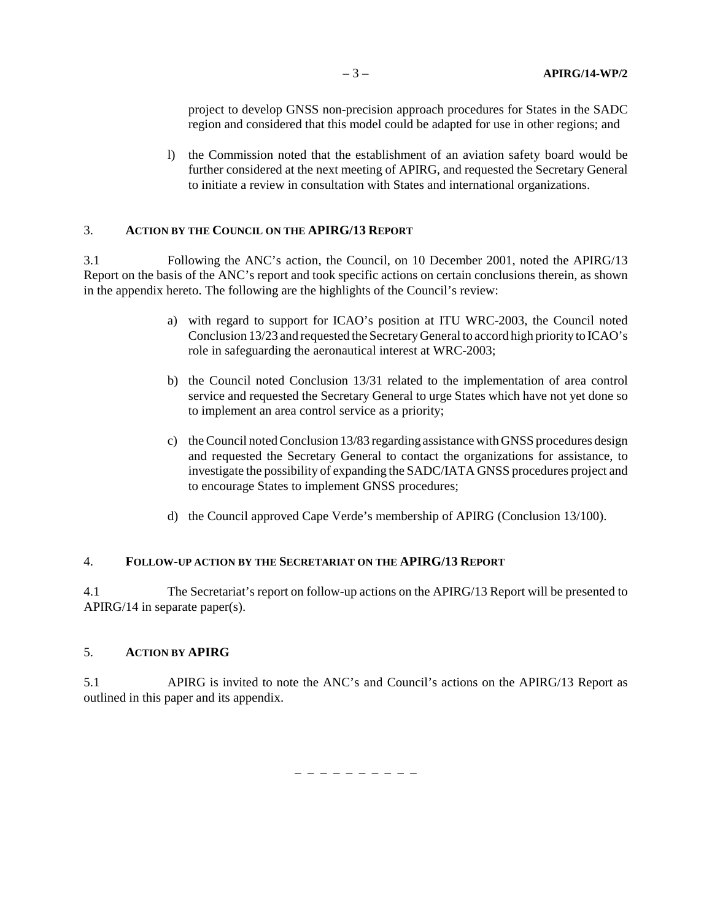project to develop GNSS non-precision approach procedures for States in the SADC region and considered that this model could be adapted for use in other regions; and

l) the Commission noted that the establishment of an aviation safety board would be further considered at the next meeting of APIRG, and requested the Secretary General to initiate a review in consultation with States and international organizations.

## 3. ACTION BY THE COUNCIL ON THE APIRG/13 REPORT

3.1 Following the ANC's action, the Council, on 10 December 2001, noted the APIRG/13 Report on the basis of the ANC's report and took specific actions on certain conclusions therein, as shown in the appendix hereto. The following are the highlights of the Council's review:

a) with regard to support for ICAO's position at ITU WRC-2003, the Council noted Conclusion 13/23 and requested the Secretary General to accord high priority to ICAO's role in safeguarding the aeronautical interest at WRC-2003;

b) the Council noted Conclusion 13/31 related to the implementation of area control service and requested the Secretary General to urge States which have not yet done so to implement an area control service as a priority;

c) the Council noted Conclusion 13/83 regarding assistance with GNSS procedures design and requested the Secretary General to contact the organizations for assistance, to investigate the possibility of expanding the SADC/IATA GNSS procedures project and to encourage States to implement GNSS procedures;

d) the Council approved Cape Verde's membership of APIRG (Conclusion 13/100).

## 4. FOLLOW-UP ACTION BY THE SECRETARIAT ON THE APIRG/13 REPORT

4.1 The Secretariat's report on follow-up actions on the APIRG/13 Report will be presented to APIRG/14 in separate paper(s).

## 5. ACTION BY APIRG

5.1 APIRG is invited to note the ANC's and Council's actions on the APIRG/13 Report as outlined in this paper and its appendix.

– – – – – – – – – –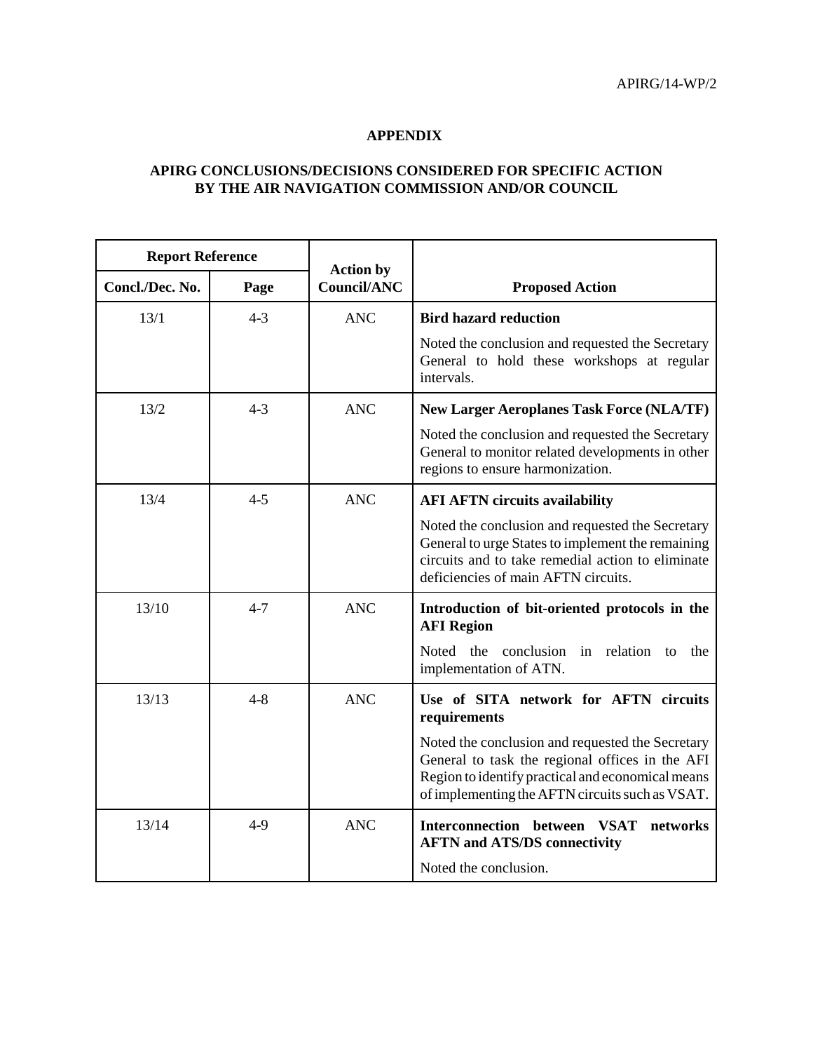## APPENDIX

## APIRG CONCLUSIONS/DECISIONS CONSIDERED FOR SPECIFIC ACTION BY THE AIR NAVIGATION COMMISSION AND/OR COUNCIL

| Report Reference | | Action by Council/ANC | Proposed Action |
|---|---|---|---|
| Concl./Dec. No. | Page | | |
| 13/1 | 4-3 | ANC | **Bird hazard reduction**<br><br>Noted the conclusion and requested the Secretary General to hold these workshops at regular intervals. |
| 13/2 | 4-3 | ANC | **New Larger Aeroplanes Task Force (NLA/TF)**<br><br>Noted the conclusion and requested the Secretary General to monitor related developments in other regions to ensure harmonization. |
| 13/4 | 4-5 | ANC | **AFI AFTN circuits availability**<br><br>Noted the conclusion and requested the Secretary General to urge States to implement the remaining circuits and to take remedial action to eliminate deficiencies of main AFTN circuits. |
| 13/10 | 4-7 | ANC | **Introduction of bit-oriented protocols in the AFI Region**<br><br>Noted the conclusion in relation to the implementation of ATN. |
| 13/13 | 4-8 | ANC | **Use of SITA network for AFTN circuits requirements**<br><br>Noted the conclusion and requested the Secretary General to task the regional offices in the AFI Region to identify practical and economical means of implementing the AFTN circuits such as VSAT. |
| 13/14 | 4-9 | ANC | **Interconnection between VSAT networks AFTN and ATS/DS connectivity**<br><br>Noted the conclusion. |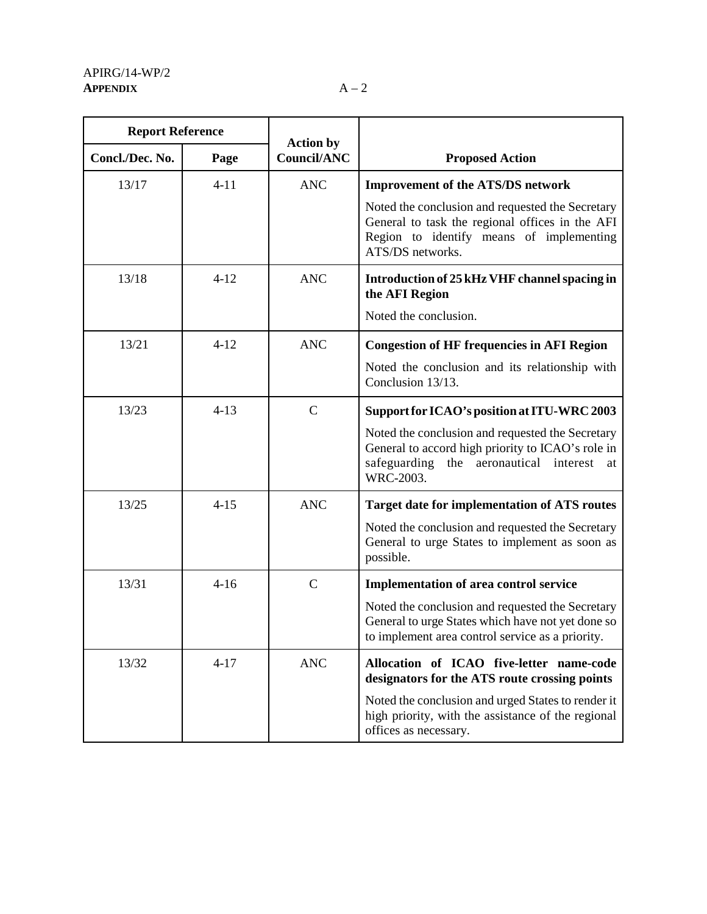| Report Reference | | Action by Council/ANC | Proposed Action |
|---|---|---|---|
| Concl./Dec. No. | Page | | |
| 13/17 | 4-11 | ANC | **Improvement of the ATS/DS network**<br><br>Noted the conclusion and requested the Secretary General to task the regional offices in the AFI Region to identify means of implementing ATS/DS networks. |
| 13/18 | 4-12 | ANC | **Introduction of 25 kHz VHF channel spacing in the AFI Region**<br><br>Noted the conclusion. |
| 13/21 | 4-12 | ANC | **Congestion of HF frequencies in AFI Region**<br><br>Noted the conclusion and its relationship with Conclusion 13/13. |
| 13/23 | 4-13 | C | **Support for ICAO's position at ITU-WRC 2003**<br><br>Noted the conclusion and requested the Secretary General to accord high priority to ICAO's role in safeguarding the aeronautical interest at WRC-2003. |
| 13/25 | 4-15 | ANC | **Target date for implementation of ATS routes**<br><br>Noted the conclusion and requested the Secretary General to urge States to implement as soon as possible. |
| 13/31 | 4-16 | C | **Implementation of area control service**<br><br>Noted the conclusion and requested the Secretary General to urge States which have not yet done so to implement area control service as a priority. |
| 13/32 | 4-17 | ANC | **Allocation of ICAO five-letter name-code designators for the ATS route crossing points**<br><br>Noted the conclusion and urged States to render it high priority, with the assistance of the regional offices as necessary. |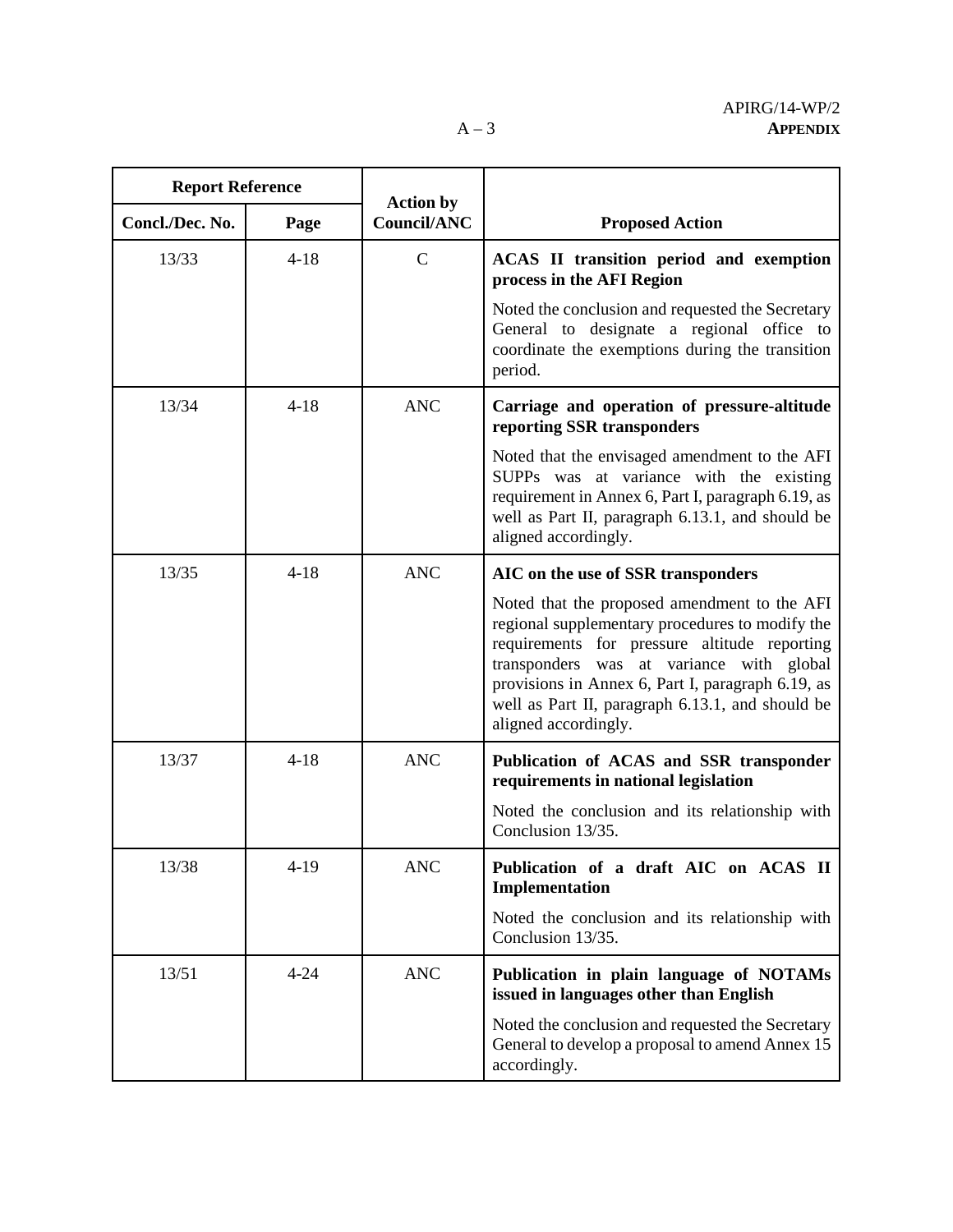| Report Reference | | Action by Council/ANC | Proposed Action |
|---|---|---|---|
| Concl./Dec. No. | Page | | |
| 13/33 | 4-18 | C | **ACAS II transition period and exemption process in the AFI Region**<br><br>Noted the conclusion and requested the Secretary General to designate a regional office to coordinate the exemptions during the transition period. |
| 13/34 | 4-18 | ANC | **Carriage and operation of pressure-altitude reporting SSR transponders**<br><br>Noted that the envisaged amendment to the AFI SUPPs was at variance with the existing requirement in Annex 6, Part I, paragraph 6.19, as well as Part II, paragraph 6.13.1, and should be aligned accordingly. |
| 13/35 | 4-18 | ANC | **AIC on the use of SSR transponders**<br><br>Noted that the proposed amendment to the AFI regional supplementary procedures to modify the requirements for pressure altitude reporting transponders was at variance with global provisions in Annex 6, Part I, paragraph 6.19, as well as Part II, paragraph 6.13.1, and should be aligned accordingly. |
| 13/37 | 4-18 | ANC | **Publication of ACAS and SSR transponder requirements in national legislation**<br><br>Noted the conclusion and its relationship with Conclusion 13/35. |
| 13/38 | 4-19 | ANC | **Publication of a draft AIC on ACAS II Implementation**<br><br>Noted the conclusion and its relationship with Conclusion 13/35. |
| 13/51 | 4-24 | ANC | **Publication in plain language of NOTAMs issued in languages other than English**<br><br>Noted the conclusion and requested the Secretary General to develop a proposal to amend Annex 15 accordingly. |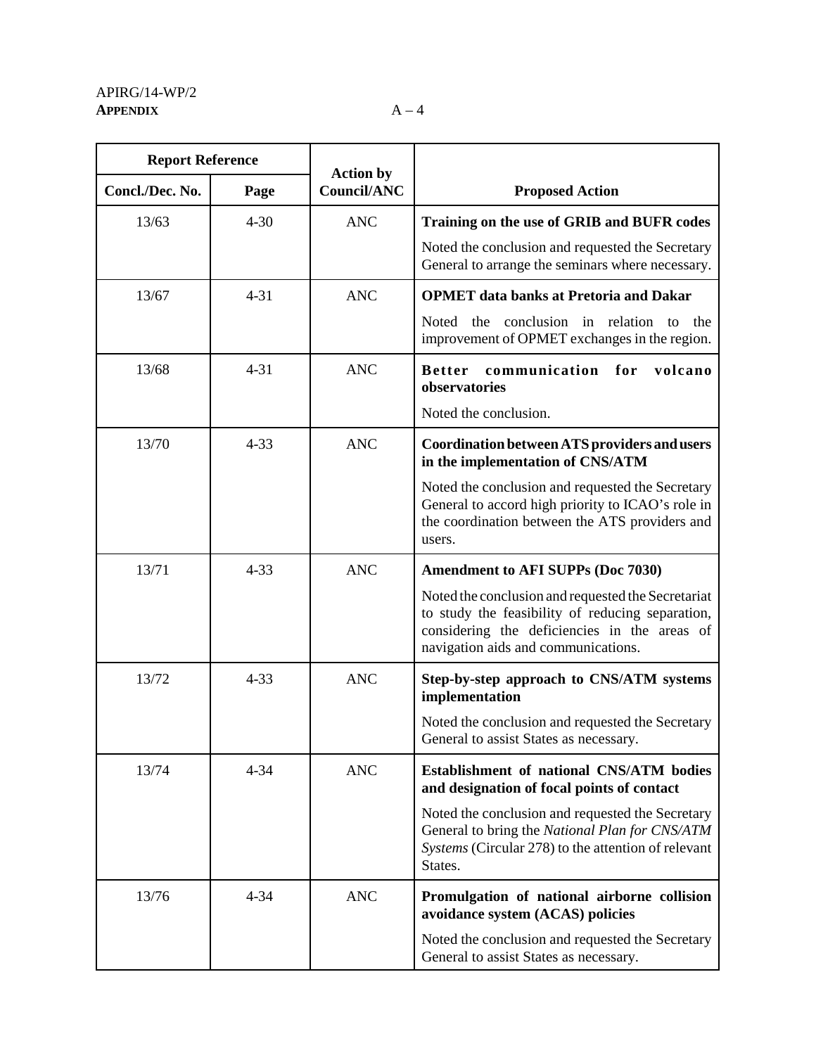| Report Reference | | Action by Council/ANC | Proposed Action |
|---|---|---|---|
| Concl./Dec. No. | Page | | |
| 13/63 | 4-30 | ANC | **Training on the use of GRIB and BUFR codes**<br><br>Noted the conclusion and requested the Secretary General to arrange the seminars where necessary. |
| 13/67 | 4-31 | ANC | **OPMET data banks at Pretoria and Dakar**<br><br>Noted the conclusion in relation to the improvement of OPMET exchanges in the region. |
| 13/68 | 4-31 | ANC | **Better communication for volcano observatories**<br><br>Noted the conclusion. |
| 13/70 | 4-33 | ANC | **Coordination between ATS providers and users in the implementation of CNS/ATM**<br><br>Noted the conclusion and requested the Secretary General to accord high priority to ICAO's role in the coordination between the ATS providers and users. |
| 13/71 | 4-33 | ANC | **Amendment to AFI SUPPs (Doc 7030)**<br><br>Noted the conclusion and requested the Secretariat to study the feasibility of reducing separation, considering the deficiencies in the areas of navigation aids and communications. |
| 13/72 | 4-33 | ANC | **Step-by-step approach to CNS/ATM systems implementation**<br><br>Noted the conclusion and requested the Secretary General to assist States as necessary. |
| 13/74 | 4-34 | ANC | **Establishment of national CNS/ATM bodies and designation of focal points of contact**<br><br>Noted the conclusion and requested the Secretary General to bring the *National Plan for CNS/ATM Systems* (Circular 278) to the attention of relevant States. |
| 13/76 | 4-34 | ANC | **Promulgation of national airborne collision avoidance system (ACAS) policies**<br><br>Noted the conclusion and requested the Secretary General to assist States as necessary. |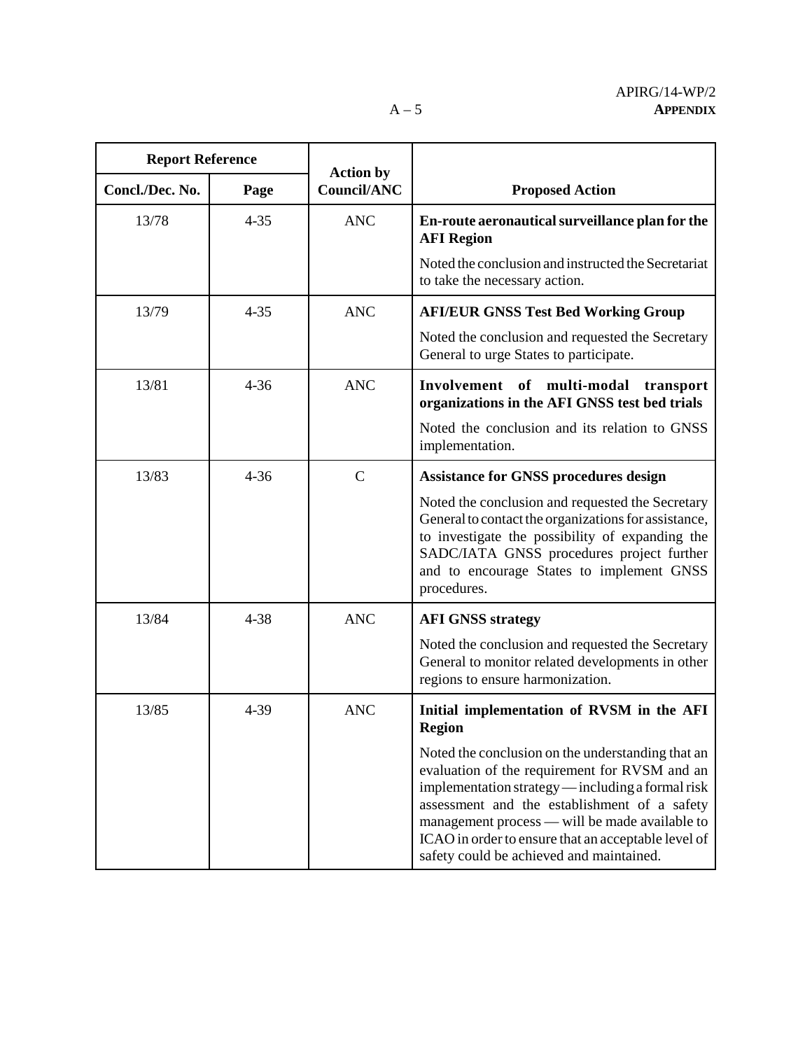| Report Reference | | Action by Council/ANC | Proposed Action |
|---|---|---|---|
| Concl./Dec. No. | Page | | |
| 13/78 | 4-35 | ANC | **En-route aeronautical surveillance plan for the AFI Region**<br><br>Noted the conclusion and instructed the Secretariat to take the necessary action. |
| 13/79 | 4-35 | ANC | **AFI/EUR GNSS Test Bed Working Group**<br><br>Noted the conclusion and requested the Secretary General to urge States to participate. |
| 13/81 | 4-36 | ANC | **Involvement of multi-modal transport organizations in the AFI GNSS test bed trials**<br><br>Noted the conclusion and its relation to GNSS implementation. |
| 13/83 | 4-36 | C | **Assistance for GNSS procedures design**<br><br>Noted the conclusion and requested the Secretary General to contact the organizations for assistance, to investigate the possibility of expanding the SADC/IATA GNSS procedures project further and to encourage States to implement GNSS procedures. |
| 13/84 | 4-38 | ANC | **AFI GNSS strategy**<br><br>Noted the conclusion and requested the Secretary General to monitor related developments in other regions to ensure harmonization. |
| 13/85 | 4-39 | ANC | **Initial implementation of RVSM in the AFI Region**<br><br>Noted the conclusion on the understanding that an evaluation of the requirement for RVSM and an implementation strategy — including a formal risk assessment and the establishment of a safety management process — will be made available to ICAO in order to ensure that an acceptable level of safety could be achieved and maintained. |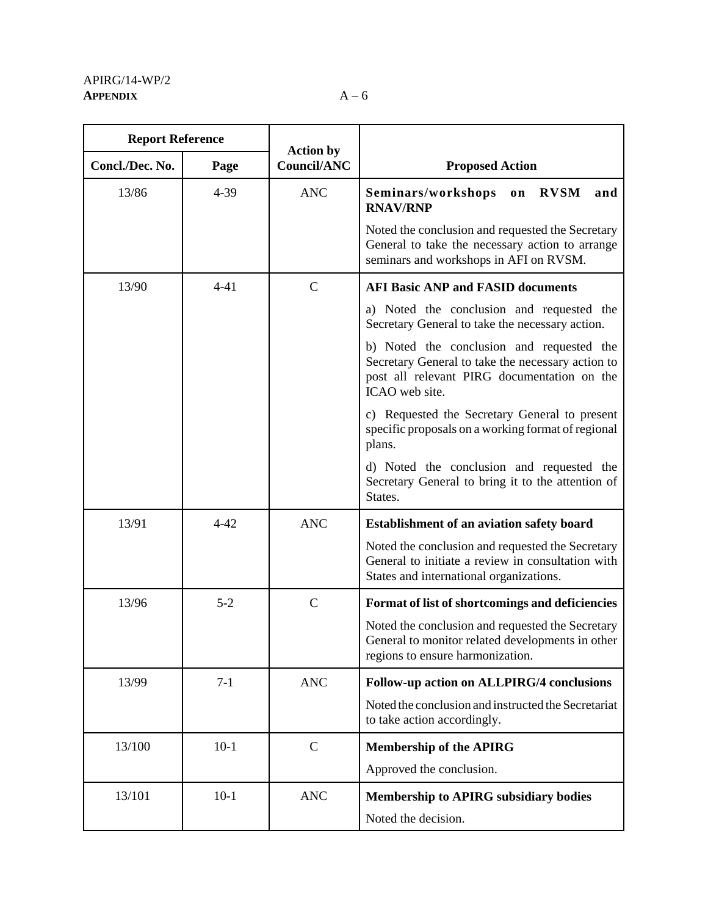| Report Reference | | Action by Council/ANC | Proposed Action |
|---|---|---|---|
| Concl./Dec. No. | Page | | |
| 13/86 | 4-39 | ANC | **Seminars/workshops on RVSM and RNAV/RNP**<br><br>Noted the conclusion and requested the Secretary General to take the necessary action to arrange seminars and workshops in AFI on RVSM. |
| 13/90 | 4-41 | C | **AFI Basic ANP and FASID documents**<br><br>a) Noted the conclusion and requested the Secretary General to take the necessary action.<br><br>b) Noted the conclusion and requested the Secretary General to take the necessary action to post all relevant PIRG documentation on the ICAO web site.<br><br>c) Requested the Secretary General to present specific proposals on a working format of regional plans.<br><br>d) Noted the conclusion and requested the Secretary General to bring it to the attention of States. |
| 13/91 | 4-42 | ANC | **Establishment of an aviation safety board**<br><br>Noted the conclusion and requested the Secretary General to initiate a review in consultation with States and international organizations. |
| 13/96 | 5-2 | C | **Format of list of shortcomings and deficiencies**<br><br>Noted the conclusion and requested the Secretary General to monitor related developments in other regions to ensure harmonization. |
| 13/99 | 7-1 | ANC | **Follow-up action on ALLPIRG/4 conclusions**<br><br>Noted the conclusion and instructed the Secretariat to take action accordingly. |
| 13/100 | 10-1 | C | **Membership of the APIRG**<br><br>Approved the conclusion. |
| 13/101 | 10-1 | ANC | **Membership to APIRG subsidiary bodies**<br><br>Noted the decision. |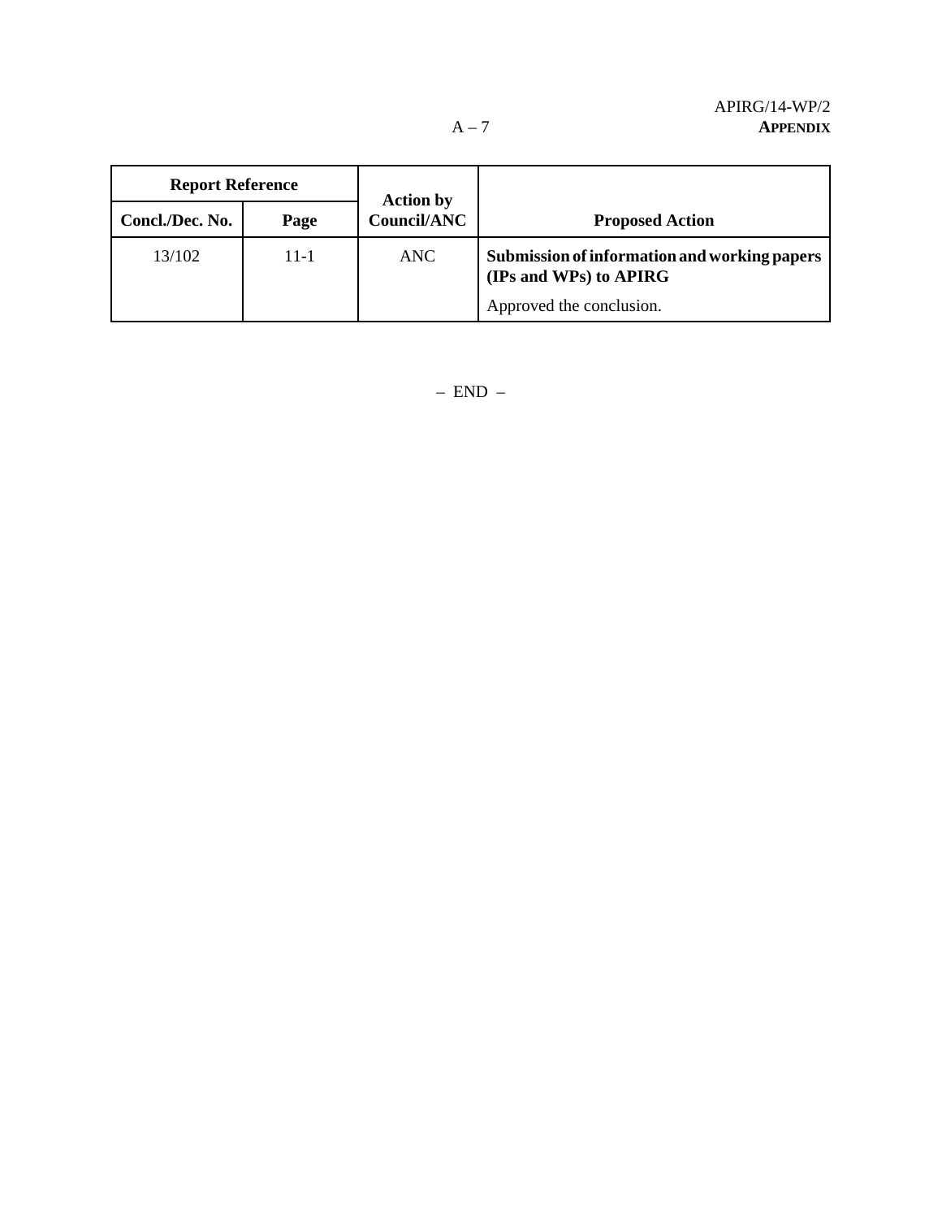| Report Reference | | Action by Council/ANC | Proposed Action |
|---|---|---|---|
| Concl./Dec. No. | Page | | |
| 13/102 | 11-1 | ANC | **Submission of information and working papers (IPs and WPs) to APIRG**<br>Approved the conclusion. |

– END –